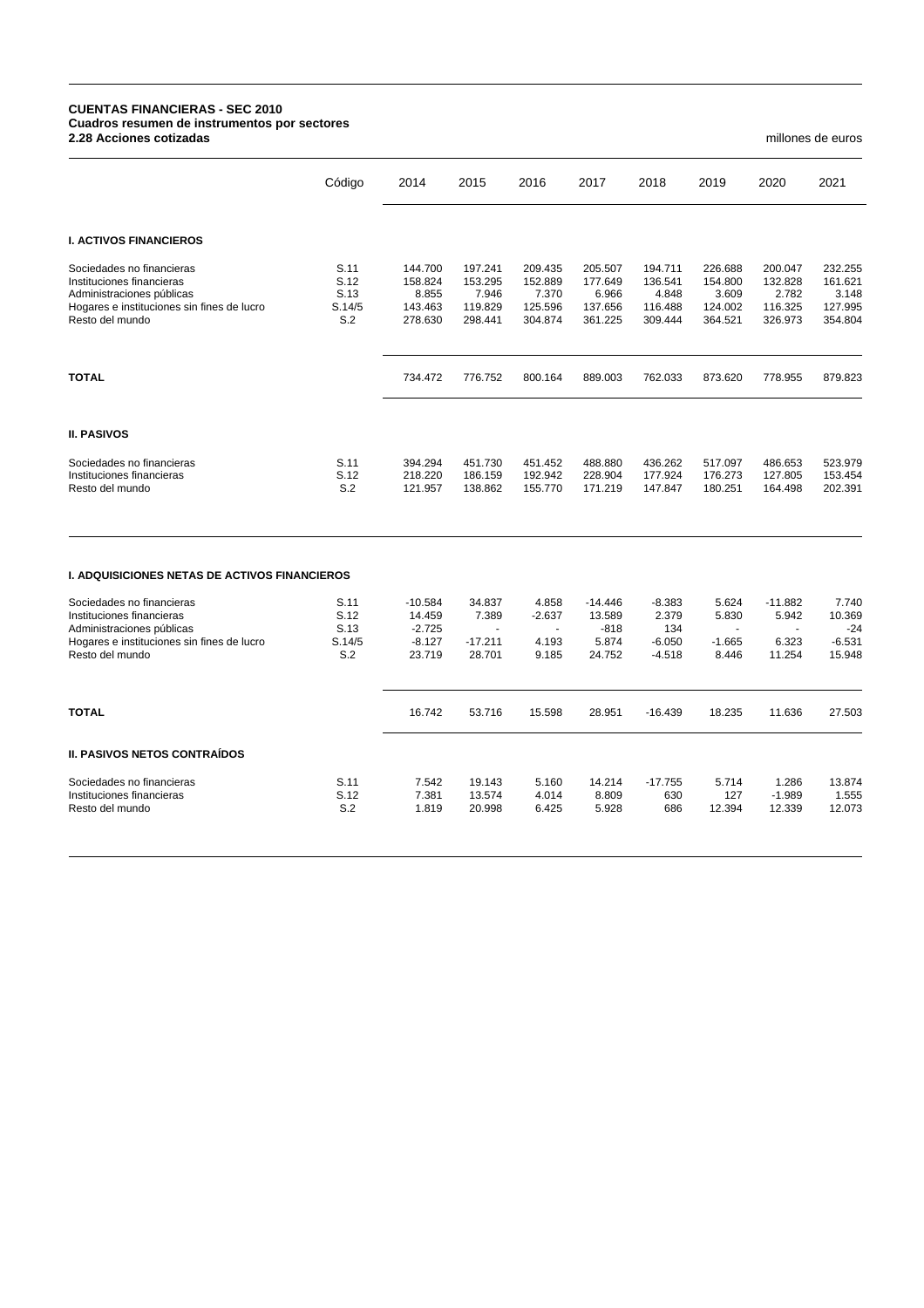**CUENTAS FINANCIERAS - SEC 2010**
**Cuadros resumen de instrumentos por sectores**
**2.28 Acciones cotizadas**

millones de euros

| | Código | 2014 | 2015 | 2016 | 2017 | 2018 | 2019 | 2020 | 2021 |
|---|---|---|---|---|---|---|---|---|---|
| **I. ACTIVOS FINANCIEROS** | | | | | | | | | |
| Sociedades no financieras | S.11 | 144.700 | 197.241 | 209.435 | 205.507 | 194.711 | 226.688 | 200.047 | 232.255 |
| Instituciones financieras | S.12 | 158.824 | 153.295 | 152.889 | 177.649 | 136.541 | 154.800 | 132.828 | 161.621 |
| Administraciones públicas | S.13 | 8.855 | 7.946 | 7.370 | 6.966 | 4.848 | 3.609 | 2.782 | 3.148 |
| Hogares e instituciones sin fines de lucro | S.14/5 | 143.463 | 119.829 | 125.596 | 137.656 | 116.488 | 124.002 | 116.325 | 127.995 |
| Resto del mundo | S.2 | 278.630 | 298.441 | 304.874 | 361.225 | 309.444 | 364.521 | 326.973 | 354.804 |
| **TOTAL** | | 734.472 | 776.752 | 800.164 | 889.003 | 762.033 | 873.620 | 778.955 | 879.823 |
| **II. PASIVOS** | | | | | | | | | |
| Sociedades no financieras | S.11 | 394.294 | 451.730 | 451.452 | 488.880 | 436.262 | 517.097 | 486.653 | 523.979 |
| Instituciones financieras | S.12 | 218.220 | 186.159 | 192.942 | 228.904 | 177.924 | 176.273 | 127.805 | 153.454 |
| Resto del mundo | S.2 | 121.957 | 138.862 | 155.770 | 171.219 | 147.847 | 180.251 | 164.498 | 202.391 |

| | Código | 2014 | 2015 | 2016 | 2017 | 2018 | 2019 | 2020 | 2021 |
|---|---|---|---|---|---|---|---|---|---|
| **I. ADQUISICIONES NETAS DE ACTIVOS FINANCIEROS** | | | | | | | | | |
| Sociedades no financieras | S.11 | -10.584 | 34.837 | 4.858 | -14.446 | -8.383 | 5.624 | -11.882 | 7.740 |
| Instituciones financieras | S.12 | 14.459 | 7.389 | -2.637 | 13.589 | 2.379 | 5.830 | 5.942 | 10.369 |
| Administraciones públicas | S.13 | -2.725 | - | - | -818 | 134 | - | - | -24 |
| Hogares e instituciones sin fines de lucro | S.14/5 | -8.127 | -17.211 | 4.193 | 5.874 | -6.050 | -1.665 | 6.323 | -6.531 |
| Resto del mundo | S.2 | 23.719 | 28.701 | 9.185 | 24.752 | -4.518 | 8.446 | 11.254 | 15.948 |
| **TOTAL** | | 16.742 | 53.716 | 15.598 | 28.951 | -16.439 | 18.235 | 11.636 | 27.503 |
| **II. PASIVOS NETOS CONTRAÍDOS** | | | | | | | | | |
| Sociedades no financieras | S.11 | 7.542 | 19.143 | 5.160 | 14.214 | -17.755 | 5.714 | 1.286 | 13.874 |
| Instituciones financieras | S.12 | 7.381 | 13.574 | 4.014 | 8.809 | 630 | 127 | -1.989 | 1.555 |
| Resto del mundo | S.2 | 1.819 | 20.998 | 6.425 | 5.928 | 686 | 12.394 | 12.339 | 12.073 |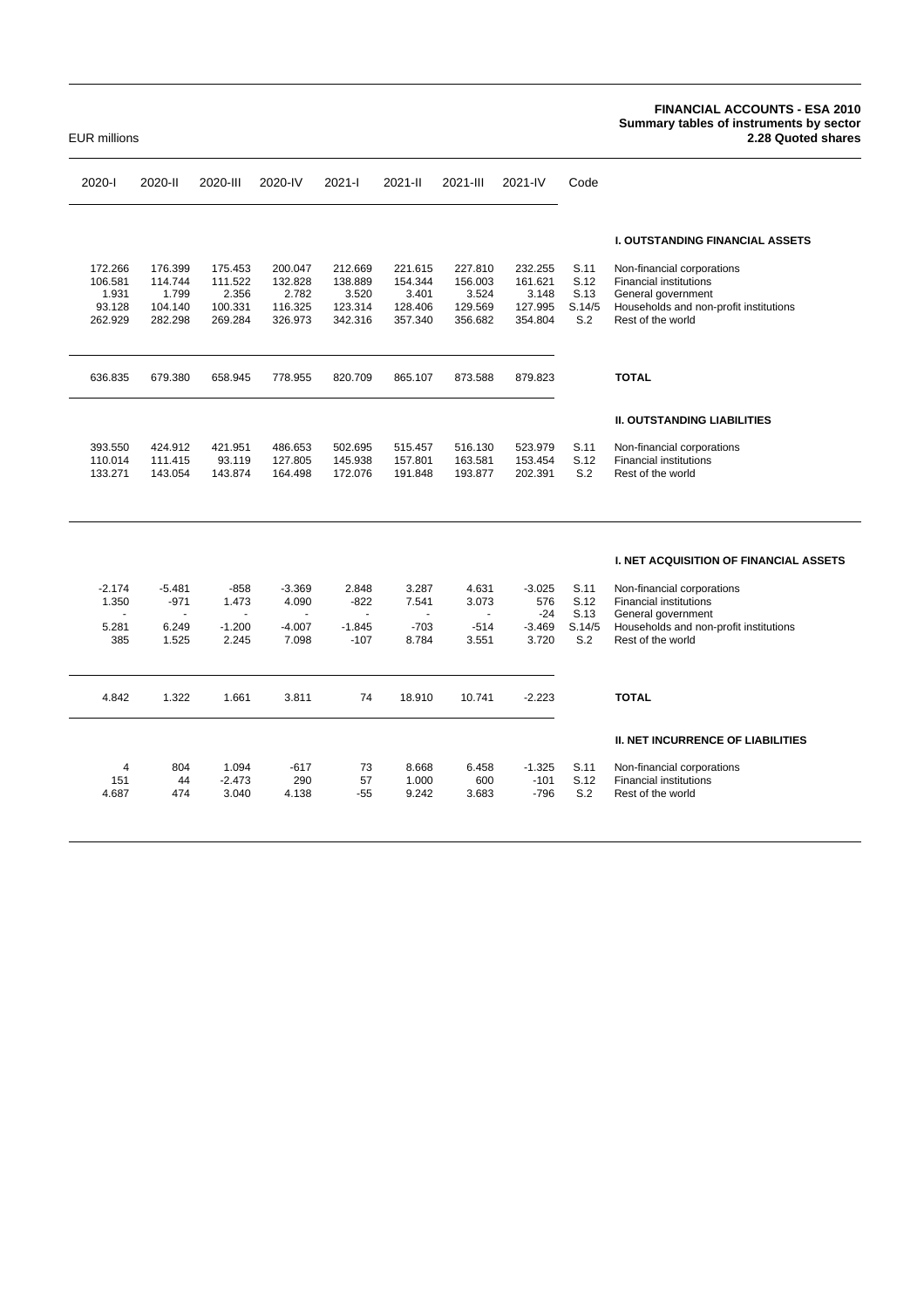EUR millions

**FINANCIAL ACCOUNTS - ESA 2010**
**Summary tables of instruments by sector**
**2.28 Quoted shares**

| 2020-I | 2020-II | 2020-III | 2020-IV | 2021-I | 2021-II | 2021-III | 2021-IV | Code | |
|---|---|---|---|---|---|---|---|---|---|
| | | | | | | | | | **I. OUTSTANDING FINANCIAL ASSETS** |
| 172.266 | 176.399 | 175.453 | 200.047 | 212.669 | 221.615 | 227.810 | 232.255 | S.11 | Non-financial corporations |
| 106.581 | 114.744 | 111.522 | 132.828 | 138.889 | 154.344 | 156.003 | 161.621 | S.12 | Financial institutions |
| 1.931 | 1.799 | 2.356 | 2.782 | 3.520 | 3.401 | 3.524 | 3.148 | S.13 | General government |
| 93.128 | 104.140 | 100.331 | 116.325 | 123.314 | 128.406 | 129.569 | 127.995 | S.14/5 | Households and non-profit institutions |
| 262.929 | 282.298 | 269.284 | 326.973 | 342.316 | 357.340 | 356.682 | 354.804 | S.2 | Rest of the world |
| 636.835 | 679.380 | 658.945 | 778.955 | 820.709 | 865.107 | 873.588 | 879.823 | | **TOTAL** |
| | | | | | | | | | **II. OUTSTANDING LIABILITIES** |
| 393.550 | 424.912 | 421.951 | 486.653 | 502.695 | 515.457 | 516.130 | 523.979 | S.11 | Non-financial corporations |
| 110.014 | 111.415 | 93.119 | 127.805 | 145.938 | 157.801 | 163.581 | 153.454 | S.12 | Financial institutions |
| 133.271 | 143.054 | 143.874 | 164.498 | 172.076 | 191.848 | 193.877 | 202.391 | S.2 | Rest of the world |
| | | | | | | | | | **I. NET ACQUISITION OF FINANCIAL ASSETS** |
| -2.174 | -5.481 | -858 | -3.369 | 2.848 | 3.287 | 4.631 | -3.025 | S.11 | Non-financial corporations |
| 1.350 | -971 | 1.473 | 4.090 | -822 | 7.541 | 3.073 | 576 | S.12 | Financial institutions |
| - | - | - | - | - | - | - | -24 | S.13 | General government |
| 5.281 | 6.249 | -1.200 | -4.007 | -1.845 | -703 | -514 | -3.469 | S.14/5 | Households and non-profit institutions |
| 385 | 1.525 | 2.245 | 7.098 | -107 | 8.784 | 3.551 | 3.720 | S.2 | Rest of the world |
| 4.842 | 1.322 | 1.661 | 3.811 | 74 | 18.910 | 10.741 | -2.223 | | **TOTAL** |
| | | | | | | | | | **II. NET INCURRENCE OF LIABILITIES** |
| 4 | 804 | 1.094 | -617 | 73 | 8.668 | 6.458 | -1.325 | S.11 | Non-financial corporations |
| 151 | 44 | -2.473 | 290 | 57 | 1.000 | 600 | -101 | S.12 | Financial institutions |
| 4.687 | 474 | 3.040 | 4.138 | -55 | 9.242 | 3.683 | -796 | S.2 | Rest of the world |